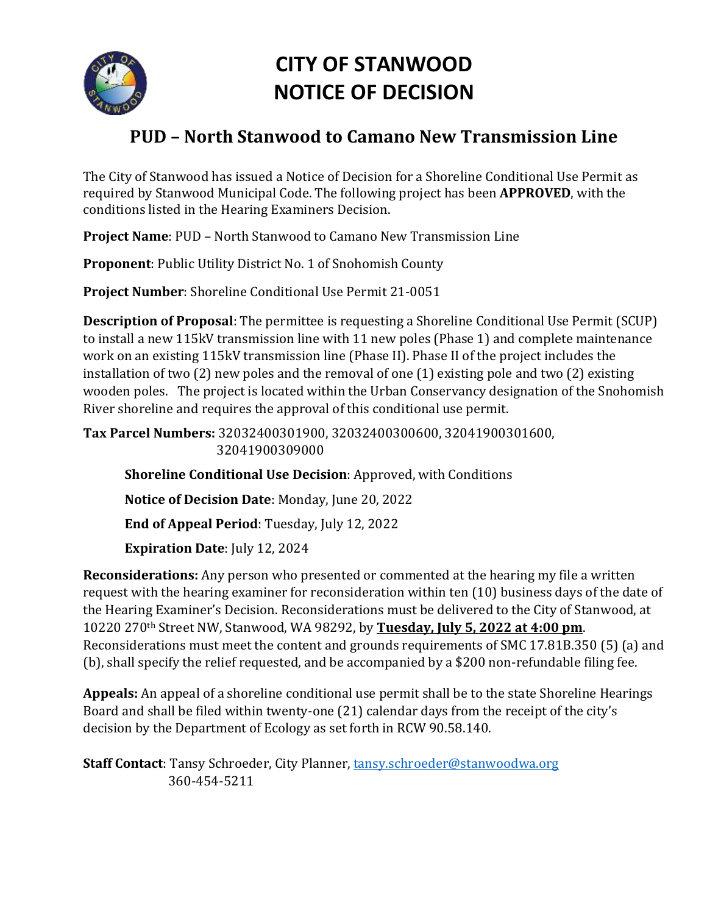# CITY OF STANWOOD
# NOTICE OF DECISION

## PUD – North Stanwood to Camano New Transmission Line

The City of Stanwood has issued a Notice of Decision for a Shoreline Conditional Use Permit as required by Stanwood Municipal Code. The following project has been **APPROVED**, with the conditions listed in the Hearing Examiners Decision.

**Project Name**: PUD – North Stanwood to Camano New Transmission Line

**Proponent**: Public Utility District No. 1 of Snohomish County

**Project Number**: Shoreline Conditional Use Permit 21-0051

**Description of Proposal**: The permittee is requesting a Shoreline Conditional Use Permit (SCUP) to install a new 115kV transmission line with 11 new poles (Phase 1) and complete maintenance work on an existing 115kV transmission line (Phase II). Phase II of the project includes the installation of two (2) new poles and the removal of one (1) existing pole and two (2) existing wooden poles. The project is located within the Urban Conservancy designation of the Snohomish River shoreline and requires the approval of this conditional use permit.

**Tax Parcel Numbers:** 32032400301900, 32032400300600, 32041900301600, 32041900309000

**Shoreline Conditional Use Decision**: Approved, with Conditions

**Notice of Decision Date**: Monday, June 20, 2022

**End of Appeal Period**: Tuesday, July 12, 2022

**Expiration Date**: July 12, 2024

**Reconsiderations:** Any person who presented or commented at the hearing my file a written request with the hearing examiner for reconsideration within ten (10) business days of the date of the Hearing Examiner's Decision. Reconsiderations must be delivered to the City of Stanwood, at 10220 270th Street NW, Stanwood, WA 98292, by **Tuesday, July 5, 2022 at 4:00 pm**. Reconsiderations must meet the content and grounds requirements of SMC 17.81B.350 (5) (a) and (b), shall specify the relief requested, and be accompanied by a $200 non-refundable filing fee.

**Appeals:** An appeal of a shoreline conditional use permit shall be to the state Shoreline Hearings Board and shall be filed within twenty-one (21) calendar days from the receipt of the city's decision by the Department of Ecology as set forth in RCW 90.58.140.

**Staff Contact**: Tansy Schroeder, City Planner, tansy.schroeder@stanwoodwa.org
360-454-5211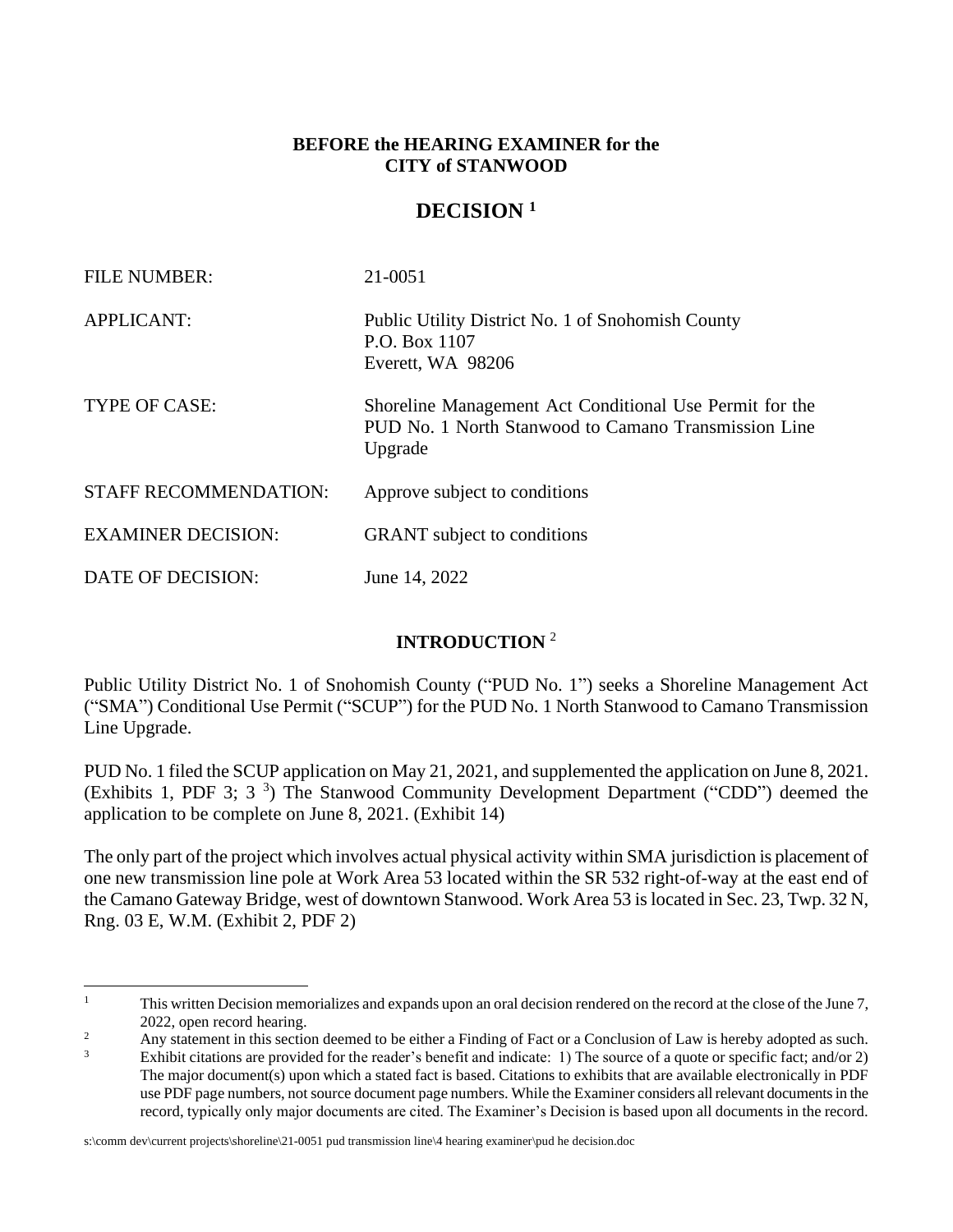**BEFORE the HEARING EXAMINER for the**
**CITY of STANWOOD**

# DECISION [1]

| | |
|---|---|
| FILE NUMBER: | 21-0051 |
| APPLICANT: | Public Utility District No. 1 of Snohomish County<br>P.O. Box 1107<br>Everett, WA 98206 |
| TYPE OF CASE: | Shoreline Management Act Conditional Use Permit for the PUD No. 1 North Stanwood to Camano Transmission Line Upgrade |
| STAFF RECOMMENDATION: | Approve subject to conditions |
| EXAMINER DECISION: | GRANT subject to conditions |
| DATE OF DECISION: | June 14, 2022 |

## INTRODUCTION [2]

Public Utility District No. 1 of Snohomish County ("PUD No. 1") seeks a Shoreline Management Act ("SMA") Conditional Use Permit ("SCUP") for the PUD No. 1 North Stanwood to Camano Transmission Line Upgrade.

PUD No. 1 filed the SCUP application on May 21, 2021, and supplemented the application on June 8, 2021. (Exhibits 1, PDF 3; 3 [3]) The Stanwood Community Development Department ("CDD") deemed the application to be complete on June 8, 2021. (Exhibit 14)

The only part of the project which involves actual physical activity within SMA jurisdiction is placement of one new transmission line pole at Work Area 53 located within the SR 532 right-of-way at the east end of the Camano Gateway Bridge, west of downtown Stanwood. Work Area 53 is located in Sec. 23, Twp. 32 N, Rng. 03 E, W.M. (Exhibit 2, PDF 2)

---

[1] This written Decision memorializes and expands upon an oral decision rendered on the record at the close of the June 7, 2022, open record hearing.

[2] Any statement in this section deemed to be either a Finding of Fact or a Conclusion of Law is hereby adopted as such.

[3] Exhibit citations are provided for the reader's benefit and indicate: 1) The source of a quote or specific fact; and/or 2) The major document(s) upon which a stated fact is based. Citations to exhibits that are available electronically in PDF use PDF page numbers, not source document page numbers. While the Examiner considers all relevant documents in the record, typically only major documents are cited. The Examiner's Decision is based upon all documents in the record.

s:\comm dev\current projects\shoreline\21-0051 pud transmission line\4 hearing examiner\pud he decision.doc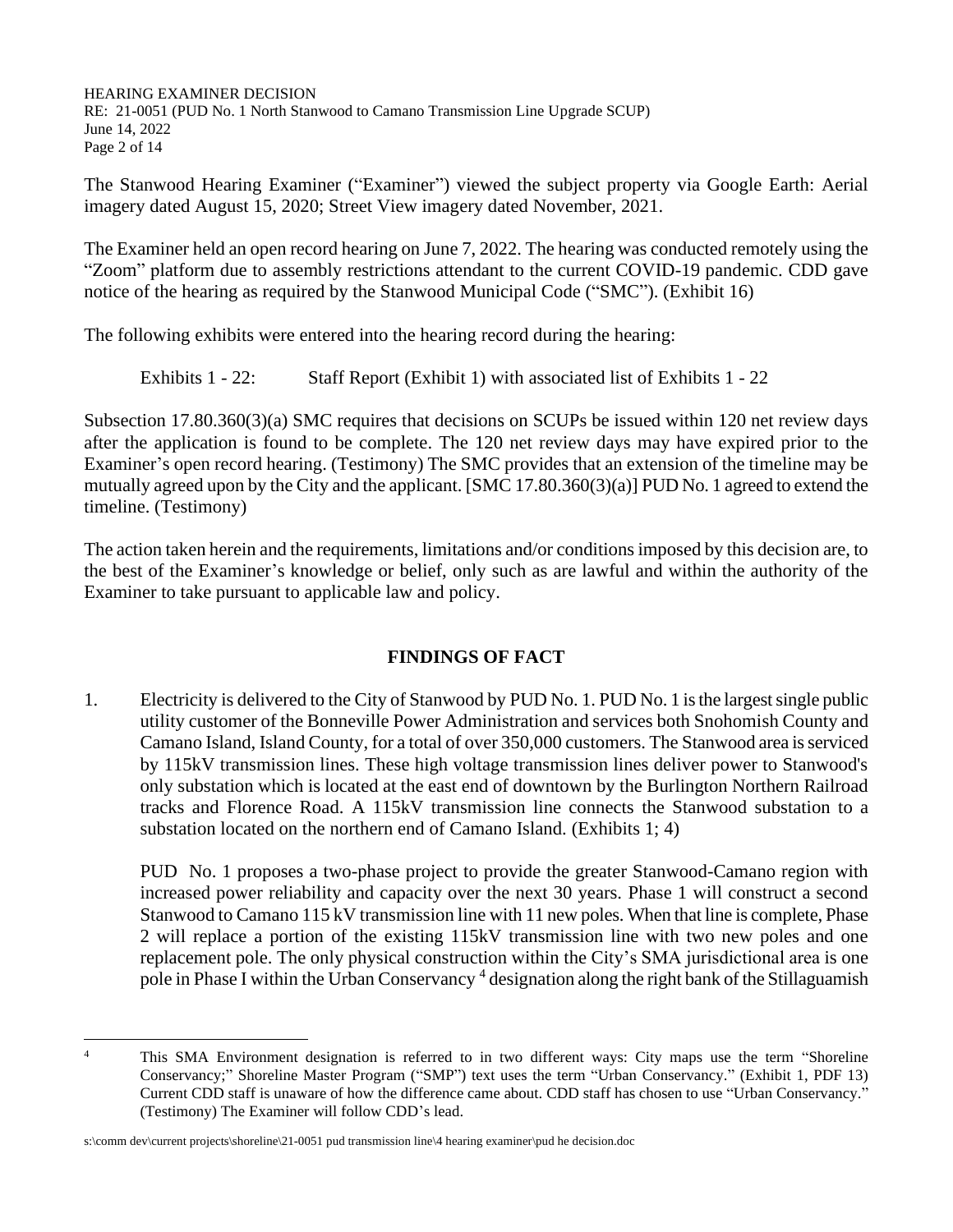The Stanwood Hearing Examiner ("Examiner") viewed the subject property via Google Earth: Aerial imagery dated August 15, 2020; Street View imagery dated November, 2021.

The Examiner held an open record hearing on June 7, 2022. The hearing was conducted remotely using the "Zoom" platform due to assembly restrictions attendant to the current COVID-19 pandemic. CDD gave notice of the hearing as required by the Stanwood Municipal Code ("SMC"). (Exhibit 16)

The following exhibits were entered into the hearing record during the hearing:

Exhibits 1 - 22: Staff Report (Exhibit 1) with associated list of Exhibits 1 - 22

Subsection 17.80.360(3)(a) SMC requires that decisions on SCUPs be issued within 120 net review days after the application is found to be complete. The 120 net review days may have expired prior to the Examiner's open record hearing. (Testimony) The SMC provides that an extension of the timeline may be mutually agreed upon by the City and the applicant. [SMC 17.80.360(3)(a)] PUD No. 1 agreed to extend the timeline. (Testimony)

The action taken herein and the requirements, limitations and/or conditions imposed by this decision are, to the best of the Examiner's knowledge or belief, only such as are lawful and within the authority of the Examiner to take pursuant to applicable law and policy.

## FINDINGS OF FACT

1. Electricity is delivered to the City of Stanwood by PUD No. 1. PUD No. 1 is the largest single public utility customer of the Bonneville Power Administration and services both Snohomish County and Camano Island, Island County, for a total of over 350,000 customers. The Stanwood area is serviced by 115kV transmission lines. These high voltage transmission lines deliver power to Stanwood's only substation which is located at the east end of downtown by the Burlington Northern Railroad tracks and Florence Road. A 115kV transmission line connects the Stanwood substation to a substation located on the northern end of Camano Island. (Exhibits 1; 4)

   PUD No. 1 proposes a two-phase project to provide the greater Stanwood-Camano region with increased power reliability and capacity over the next 30 years. Phase 1 will construct a second Stanwood to Camano 115 kV transmission line with 11 new poles. When that line is complete, Phase 2 will replace a portion of the existing 115kV transmission line with two new poles and one replacement pole. The only physical construction within the City's SMA jurisdictional area is one pole in Phase I within the Urban Conservancy [4] designation along the right bank of the Stillaguamish

---

[4] This SMA Environment designation is referred to in two different ways: City maps use the term "Shoreline Conservancy;" Shoreline Master Program ("SMP") text uses the term "Urban Conservancy." (Exhibit 1, PDF 13) Current CDD staff is unaware of how the difference came about. CDD staff has chosen to use "Urban Conservancy." (Testimony) The Examiner will follow CDD's lead.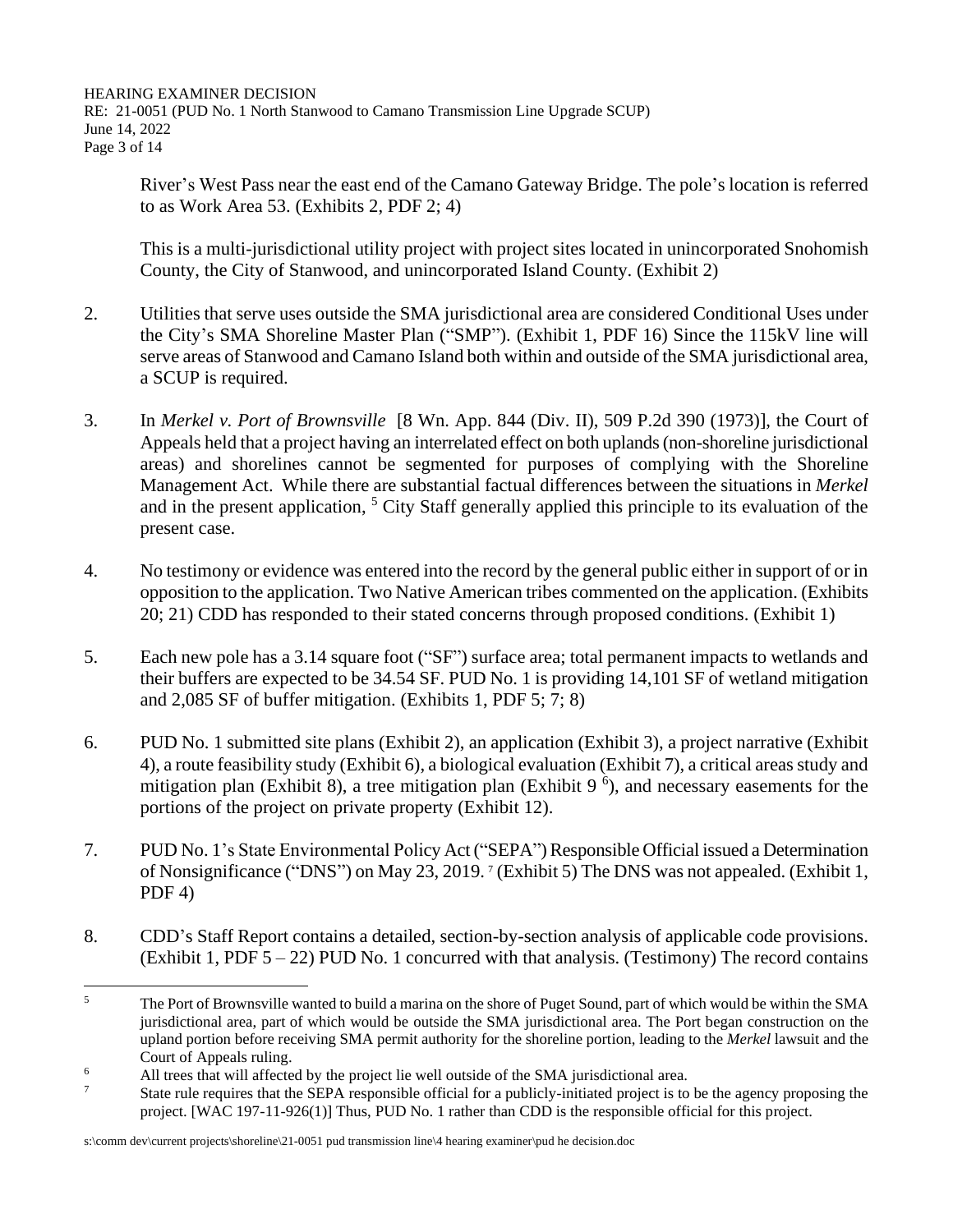River's West Pass near the east end of the Camano Gateway Bridge. The pole's location is referred to as Work Area 53. (Exhibits 2, PDF 2; 4)

This is a multi-jurisdictional utility project with project sites located in unincorporated Snohomish County, the City of Stanwood, and unincorporated Island County. (Exhibit 2)

2. Utilities that serve uses outside the SMA jurisdictional area are considered Conditional Uses under the City's SMA Shoreline Master Plan ("SMP"). (Exhibit 1, PDF 16) Since the 115kV line will serve areas of Stanwood and Camano Island both within and outside of the SMA jurisdictional area, a SCUP is required.

3. In *Merkel v. Port of Brownsville* [8 Wn. App. 844 (Div. II), 509 P.2d 390 (1973)], the Court of Appeals held that a project having an interrelated effect on both uplands (non-shoreline jurisdictional areas) and shorelines cannot be segmented for purposes of complying with the Shoreline Management Act. While there are substantial factual differences between the situations in *Merkel* and in the present application, [5] City Staff generally applied this principle to its evaluation of the present case.

4. No testimony or evidence was entered into the record by the general public either in support of or in opposition to the application. Two Native American tribes commented on the application. (Exhibits 20; 21) CDD has responded to their stated concerns through proposed conditions. (Exhibit 1)

5. Each new pole has a 3.14 square foot ("SF") surface area; total permanent impacts to wetlands and their buffers are expected to be 34.54 SF. PUD No. 1 is providing 14,101 SF of wetland mitigation and 2,085 SF of buffer mitigation. (Exhibits 1, PDF 5; 7; 8)

6. PUD No. 1 submitted site plans (Exhibit 2), an application (Exhibit 3), a project narrative (Exhibit 4), a route feasibility study (Exhibit 6), a biological evaluation (Exhibit 7), a critical areas study and mitigation plan (Exhibit 8), a tree mitigation plan (Exhibit 9 [6]), and necessary easements for the portions of the project on private property (Exhibit 12).

7. PUD No. 1's State Environmental Policy Act ("SEPA") Responsible Official issued a Determination of Nonsignificance ("DNS") on May 23, 2019. [7] (Exhibit 5) The DNS was not appealed. (Exhibit 1, PDF 4)

8. CDD's Staff Report contains a detailed, section-by-section analysis of applicable code provisions. (Exhibit 1, PDF 5 – 22) PUD No. 1 concurred with that analysis. (Testimony) The record contains

---

[5] The Port of Brownsville wanted to build a marina on the shore of Puget Sound, part of which would be within the SMA jurisdictional area, part of which would be outside the SMA jurisdictional area. The Port began construction on the upland portion before receiving SMA permit authority for the shoreline portion, leading to the *Merkel* lawsuit and the Court of Appeals ruling.

[6] All trees that will affected by the project lie well outside of the SMA jurisdictional area.

[7] State rule requires that the SEPA responsible official for a publicly-initiated project is to be the agency proposing the project. [WAC 197-11-926(1)] Thus, PUD No. 1 rather than CDD is the responsible official for this project.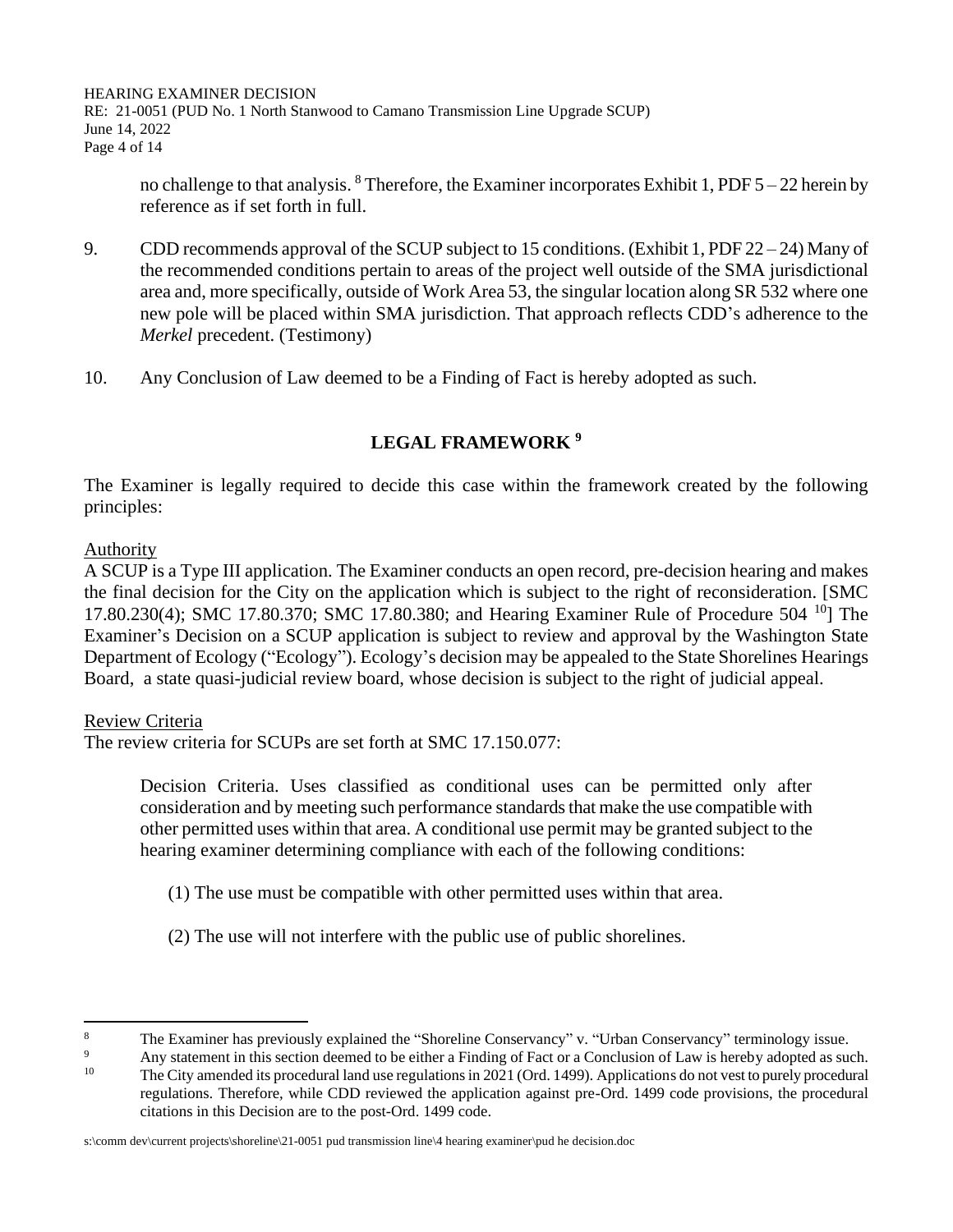no challenge to that analysis. [8] Therefore, the Examiner incorporates Exhibit 1, PDF 5 – 22 herein by reference as if set forth in full.

9. CDD recommends approval of the SCUP subject to 15 conditions. (Exhibit 1, PDF 22 – 24) Many of the recommended conditions pertain to areas of the project well outside of the SMA jurisdictional area and, more specifically, outside of Work Area 53, the singular location along SR 532 where one new pole will be placed within SMA jurisdiction. That approach reflects CDD's adherence to the *Merkel* precedent. (Testimony)

10. Any Conclusion of Law deemed to be a Finding of Fact is hereby adopted as such.

## LEGAL FRAMEWORK [9]

The Examiner is legally required to decide this case within the framework created by the following principles:

Authority

A SCUP is a Type III application. The Examiner conducts an open record, pre-decision hearing and makes the final decision for the City on the application which is subject to the right of reconsideration. [SMC 17.80.230(4); SMC 17.80.370; SMC 17.80.380; and Hearing Examiner Rule of Procedure 504 [10]] The Examiner's Decision on a SCUP application is subject to review and approval by the Washington State Department of Ecology ("Ecology"). Ecology's decision may be appealed to the State Shorelines Hearings Board, a state quasi-judicial review board, whose decision is subject to the right of judicial appeal.

Review Criteria

The review criteria for SCUPs are set forth at SMC 17.150.077:

> Decision Criteria. Uses classified as conditional uses can be permitted only after consideration and by meeting such performance standards that make the use compatible with other permitted uses within that area. A conditional use permit may be granted subject to the hearing examiner determining compliance with each of the following conditions:
>
> (1) The use must be compatible with other permitted uses within that area.
>
> (2) The use will not interfere with the public use of public shorelines.

---

[8] The Examiner has previously explained the "Shoreline Conservancy" v. "Urban Conservancy" terminology issue.

[9] Any statement in this section deemed to be either a Finding of Fact or a Conclusion of Law is hereby adopted as such.

[10] The City amended its procedural land use regulations in 2021 (Ord. 1499). Applications do not vest to purely procedural regulations. Therefore, while CDD reviewed the application against pre-Ord. 1499 code provisions, the procedural citations in this Decision are to the post-Ord. 1499 code.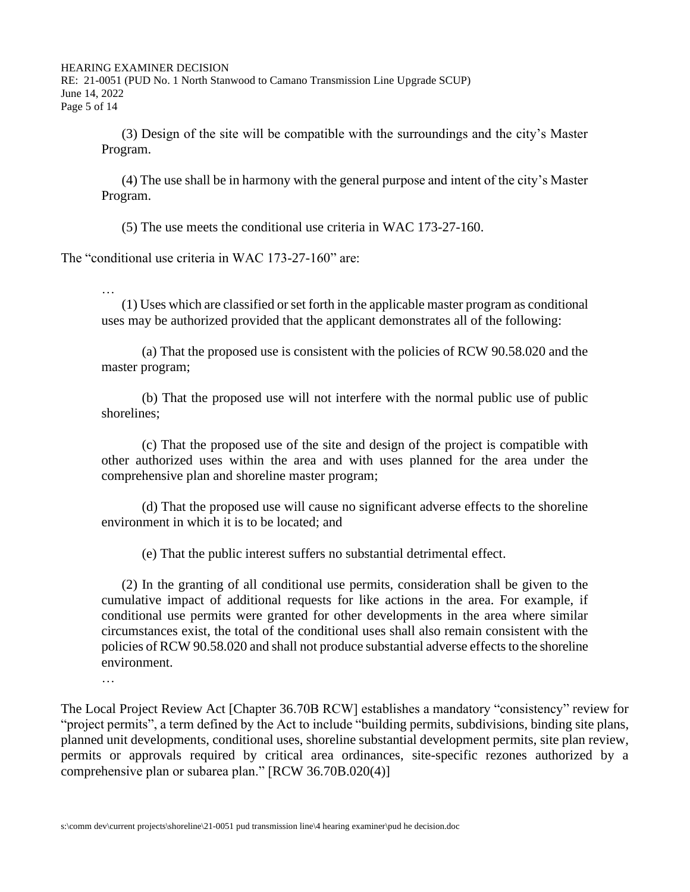> (3) Design of the site will be compatible with the surroundings and the city's Master Program.
>
> (4) The use shall be in harmony with the general purpose and intent of the city's Master Program.
>
> (5) The use meets the conditional use criteria in WAC 173-27-160.

The "conditional use criteria in WAC 173-27-160" are:

> …
>
> (1) Uses which are classified or set forth in the applicable master program as conditional uses may be authorized provided that the applicant demonstrates all of the following:
>
> (a) That the proposed use is consistent with the policies of RCW 90.58.020 and the master program;
>
> (b) That the proposed use will not interfere with the normal public use of public shorelines;
>
> (c) That the proposed use of the site and design of the project is compatible with other authorized uses within the area and with uses planned for the area under the comprehensive plan and shoreline master program;
>
> (d) That the proposed use will cause no significant adverse effects to the shoreline environment in which it is to be located; and
>
> (e) That the public interest suffers no substantial detrimental effect.
>
> (2) In the granting of all conditional use permits, consideration shall be given to the cumulative impact of additional requests for like actions in the area. For example, if conditional use permits were granted for other developments in the area where similar circumstances exist, the total of the conditional uses shall also remain consistent with the policies of RCW 90.58.020 and shall not produce substantial adverse effects to the shoreline environment.
>
> …

The Local Project Review Act [Chapter 36.70B RCW] establishes a mandatory "consistency" review for "project permits", a term defined by the Act to include "building permits, subdivisions, binding site plans, planned unit developments, conditional uses, shoreline substantial development permits, site plan review, permits or approvals required by critical area ordinances, site-specific rezones authorized by a comprehensive plan or subarea plan." [RCW 36.70B.020(4)]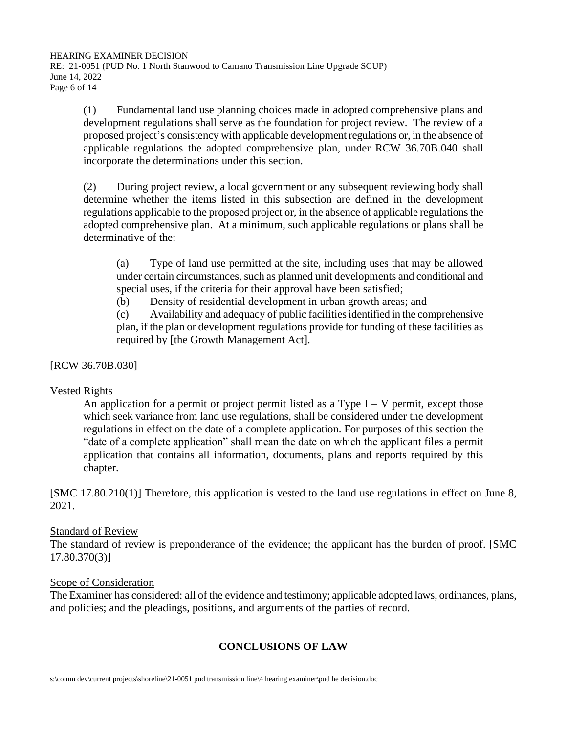(1) Fundamental land use planning choices made in adopted comprehensive plans and development regulations shall serve as the foundation for project review. The review of a proposed project's consistency with applicable development regulations or, in the absence of applicable regulations the adopted comprehensive plan, under RCW 36.70B.040 shall incorporate the determinations under this section.

(2) During project review, a local government or any subsequent reviewing body shall determine whether the items listed in this subsection are defined in the development regulations applicable to the proposed project or, in the absence of applicable regulations the adopted comprehensive plan. At a minimum, such applicable regulations or plans shall be determinative of the:

(a) Type of land use permitted at the site, including uses that may be allowed under certain circumstances, such as planned unit developments and conditional and special uses, if the criteria for their approval have been satisfied;
(b) Density of residential development in urban growth areas; and
(c) Availability and adequacy of public facilities identified in the comprehensive plan, if the plan or development regulations provide for funding of these facilities as required by [the Growth Management Act].

[RCW 36.70B.030]

Vested Rights

An application for a permit or project permit listed as a Type I – V permit, except those which seek variance from land use regulations, shall be considered under the development regulations in effect on the date of a complete application. For purposes of this section the "date of a complete application" shall mean the date on which the applicant files a permit application that contains all information, documents, plans and reports required by this chapter.

[SMC 17.80.210(1)] Therefore, this application is vested to the land use regulations in effect on June 8, 2021.

Standard of Review

The standard of review is preponderance of the evidence; the applicant has the burden of proof. [SMC 17.80.370(3)]

Scope of Consideration

The Examiner has considered: all of the evidence and testimony; applicable adopted laws, ordinances, plans, and policies; and the pleadings, positions, and arguments of the parties of record.

## CONCLUSIONS OF LAW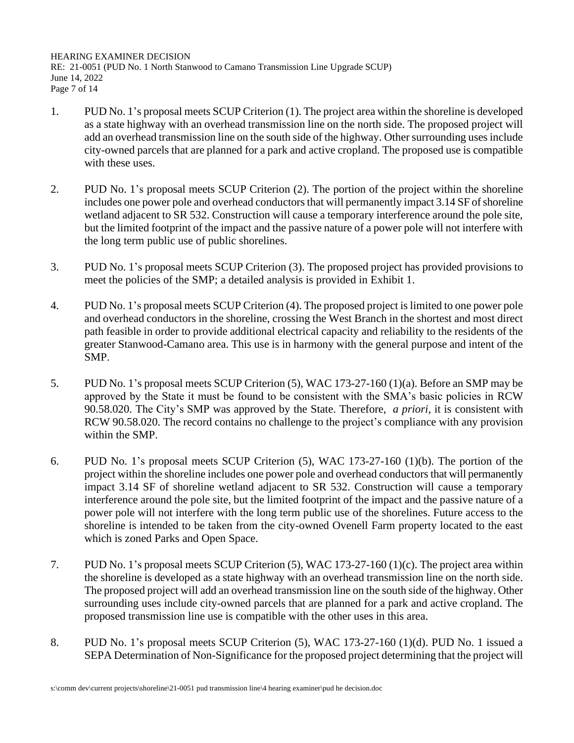1. PUD No. 1's proposal meets SCUP Criterion (1). The project area within the shoreline is developed as a state highway with an overhead transmission line on the north side. The proposed project will add an overhead transmission line on the south side of the highway. Other surrounding uses include city-owned parcels that are planned for a park and active cropland. The proposed use is compatible with these uses.

2. PUD No. 1's proposal meets SCUP Criterion (2). The portion of the project within the shoreline includes one power pole and overhead conductors that will permanently impact 3.14 SF of shoreline wetland adjacent to SR 532. Construction will cause a temporary interference around the pole site, but the limited footprint of the impact and the passive nature of a power pole will not interfere with the long term public use of public shorelines.

3. PUD No. 1's proposal meets SCUP Criterion (3). The proposed project has provided provisions to meet the policies of the SMP; a detailed analysis is provided in Exhibit 1.

4. PUD No. 1's proposal meets SCUP Criterion (4). The proposed project is limited to one power pole and overhead conductors in the shoreline, crossing the West Branch in the shortest and most direct path feasible in order to provide additional electrical capacity and reliability to the residents of the greater Stanwood-Camano area. This use is in harmony with the general purpose and intent of the SMP.

5. PUD No. 1's proposal meets SCUP Criterion (5), WAC 173-27-160 (1)(a). Before an SMP may be approved by the State it must be found to be consistent with the SMA's basic policies in RCW 90.58.020. The City's SMP was approved by the State. Therefore, *a priori*, it is consistent with RCW 90.58.020. The record contains no challenge to the project's compliance with any provision within the SMP.

6. PUD No. 1's proposal meets SCUP Criterion (5), WAC 173-27-160 (1)(b). The portion of the project within the shoreline includes one power pole and overhead conductors that will permanently impact 3.14 SF of shoreline wetland adjacent to SR 532. Construction will cause a temporary interference around the pole site, but the limited footprint of the impact and the passive nature of a power pole will not interfere with the long term public use of the shorelines. Future access to the shoreline is intended to be taken from the city-owned Ovenell Farm property located to the east which is zoned Parks and Open Space.

7. PUD No. 1's proposal meets SCUP Criterion (5), WAC 173-27-160 (1)(c). The project area within the shoreline is developed as a state highway with an overhead transmission line on the north side. The proposed project will add an overhead transmission line on the south side of the highway. Other surrounding uses include city-owned parcels that are planned for a park and active cropland. The proposed transmission line use is compatible with the other uses in this area.

8. PUD No. 1's proposal meets SCUP Criterion (5), WAC 173-27-160 (1)(d). PUD No. 1 issued a SEPA Determination of Non-Significance for the proposed project determining that the project will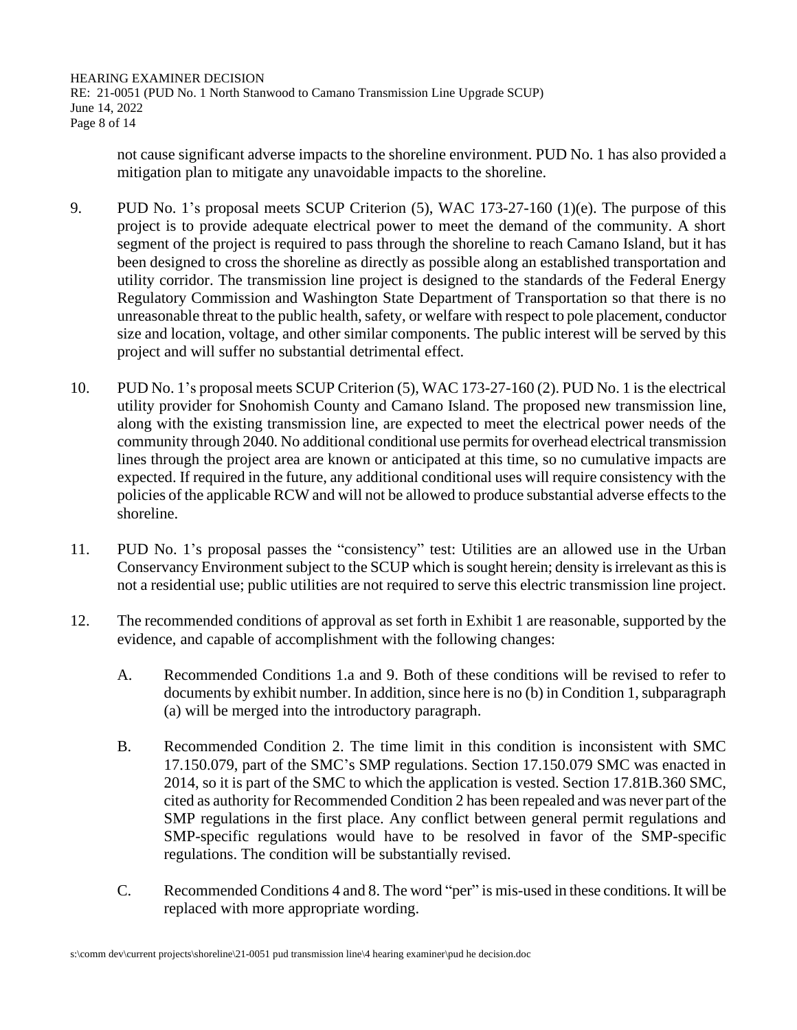not cause significant adverse impacts to the shoreline environment. PUD No. 1 has also provided a mitigation plan to mitigate any unavoidable impacts to the shoreline.

9. PUD No. 1's proposal meets SCUP Criterion (5), WAC 173-27-160 (1)(e). The purpose of this project is to provide adequate electrical power to meet the demand of the community. A short segment of the project is required to pass through the shoreline to reach Camano Island, but it has been designed to cross the shoreline as directly as possible along an established transportation and utility corridor. The transmission line project is designed to the standards of the Federal Energy Regulatory Commission and Washington State Department of Transportation so that there is no unreasonable threat to the public health, safety, or welfare with respect to pole placement, conductor size and location, voltage, and other similar components. The public interest will be served by this project and will suffer no substantial detrimental effect.

10. PUD No. 1's proposal meets SCUP Criterion (5), WAC 173-27-160 (2). PUD No. 1 is the electrical utility provider for Snohomish County and Camano Island. The proposed new transmission line, along with the existing transmission line, are expected to meet the electrical power needs of the community through 2040. No additional conditional use permits for overhead electrical transmission lines through the project area are known or anticipated at this time, so no cumulative impacts are expected. If required in the future, any additional conditional uses will require consistency with the policies of the applicable RCW and will not be allowed to produce substantial adverse effects to the shoreline.

11. PUD No. 1's proposal passes the "consistency" test: Utilities are an allowed use in the Urban Conservancy Environment subject to the SCUP which is sought herein; density is irrelevant as this is not a residential use; public utilities are not required to serve this electric transmission line project.

12. The recommended conditions of approval as set forth in Exhibit 1 are reasonable, supported by the evidence, and capable of accomplishment with the following changes:

    A. Recommended Conditions 1.a and 9. Both of these conditions will be revised to refer to documents by exhibit number. In addition, since here is no (b) in Condition 1, subparagraph (a) will be merged into the introductory paragraph.

    B. Recommended Condition 2. The time limit in this condition is inconsistent with SMC 17.150.079, part of the SMC's SMP regulations. Section 17.150.079 SMC was enacted in 2014, so it is part of the SMC to which the application is vested. Section 17.81B.360 SMC, cited as authority for Recommended Condition 2 has been repealed and was never part of the SMP regulations in the first place. Any conflict between general permit regulations and SMP-specific regulations would have to be resolved in favor of the SMP-specific regulations. The condition will be substantially revised.

    C. Recommended Conditions 4 and 8. The word "per" is mis-used in these conditions. It will be replaced with more appropriate wording.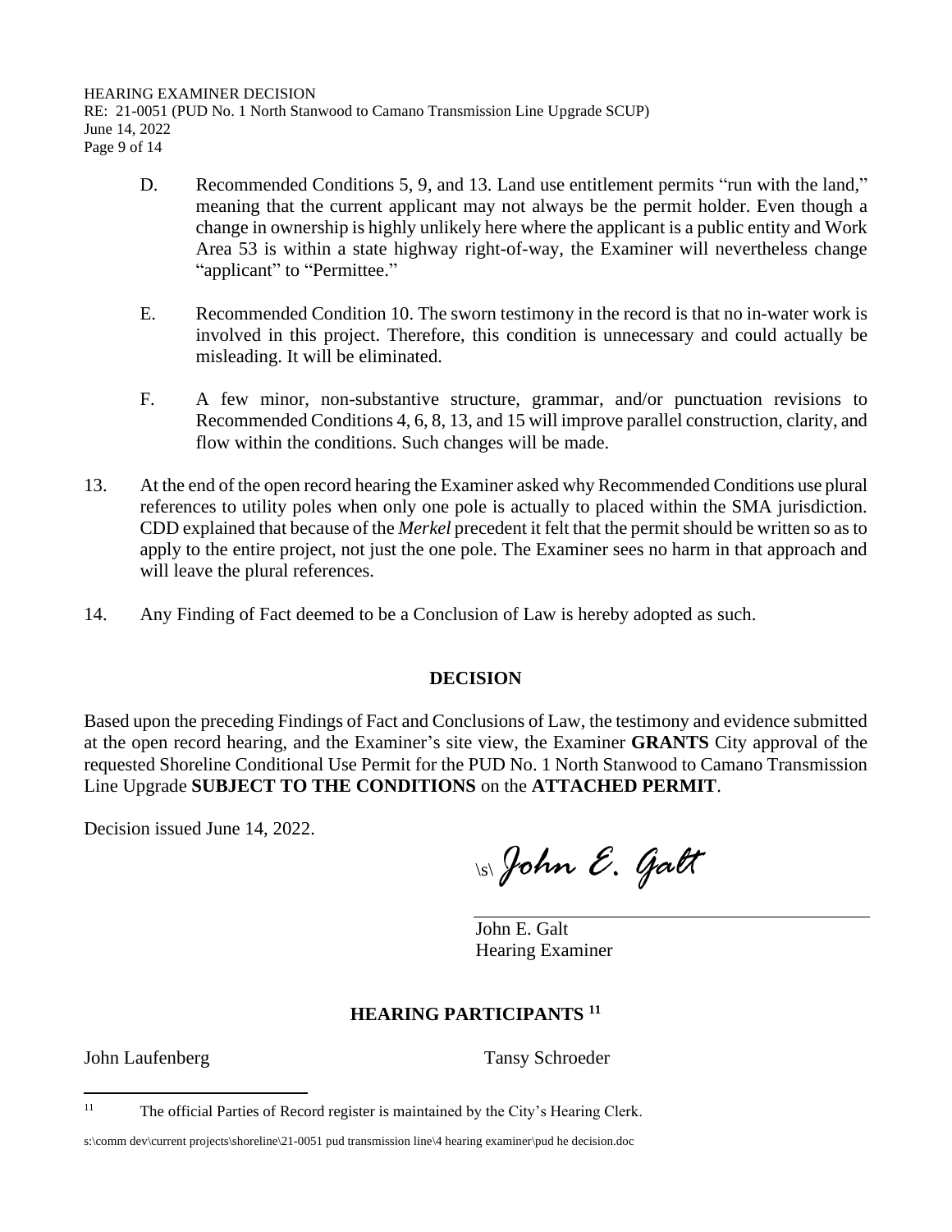D. Recommended Conditions 5, 9, and 13. Land use entitlement permits "run with the land," meaning that the current applicant may not always be the permit holder. Even though a change in ownership is highly unlikely here where the applicant is a public entity and Work Area 53 is within a state highway right-of-way, the Examiner will nevertheless change "applicant" to "Permittee."

E. Recommended Condition 10. The sworn testimony in the record is that no in-water work is involved in this project. Therefore, this condition is unnecessary and could actually be misleading. It will be eliminated.

F. A few minor, non-substantive structure, grammar, and/or punctuation revisions to Recommended Conditions 4, 6, 8, 13, and 15 will improve parallel construction, clarity, and flow within the conditions. Such changes will be made.

13. At the end of the open record hearing the Examiner asked why Recommended Conditions use plural references to utility poles when only one pole is actually to placed within the SMA jurisdiction. CDD explained that because of the *Merkel* precedent it felt that the permit should be written so as to apply to the entire project, not just the one pole. The Examiner sees no harm in that approach and will leave the plural references.

14. Any Finding of Fact deemed to be a Conclusion of Law is hereby adopted as such.

## DECISION

Based upon the preceding Findings of Fact and Conclusions of Law, the testimony and evidence submitted at the open record hearing, and the Examiner's site view, the Examiner **GRANTS** City approval of the requested Shoreline Conditional Use Permit for the PUD No. 1 North Stanwood to Camano Transmission Line Upgrade **SUBJECT TO THE CONDITIONS** on the **ATTACHED PERMIT**.

Decision issued June 14, 2022.

\s\ *John E. Galt*

John E. Galt
Hearing Examiner

## HEARING PARTICIPANTS [11]

John Laufenberg

Tansy Schroeder

[11] The official Parties of Record register is maintained by the City's Hearing Clerk.

s:\comm dev\current projects\shoreline\21-0051 pud transmission line\4 hearing examiner\pud he decision.doc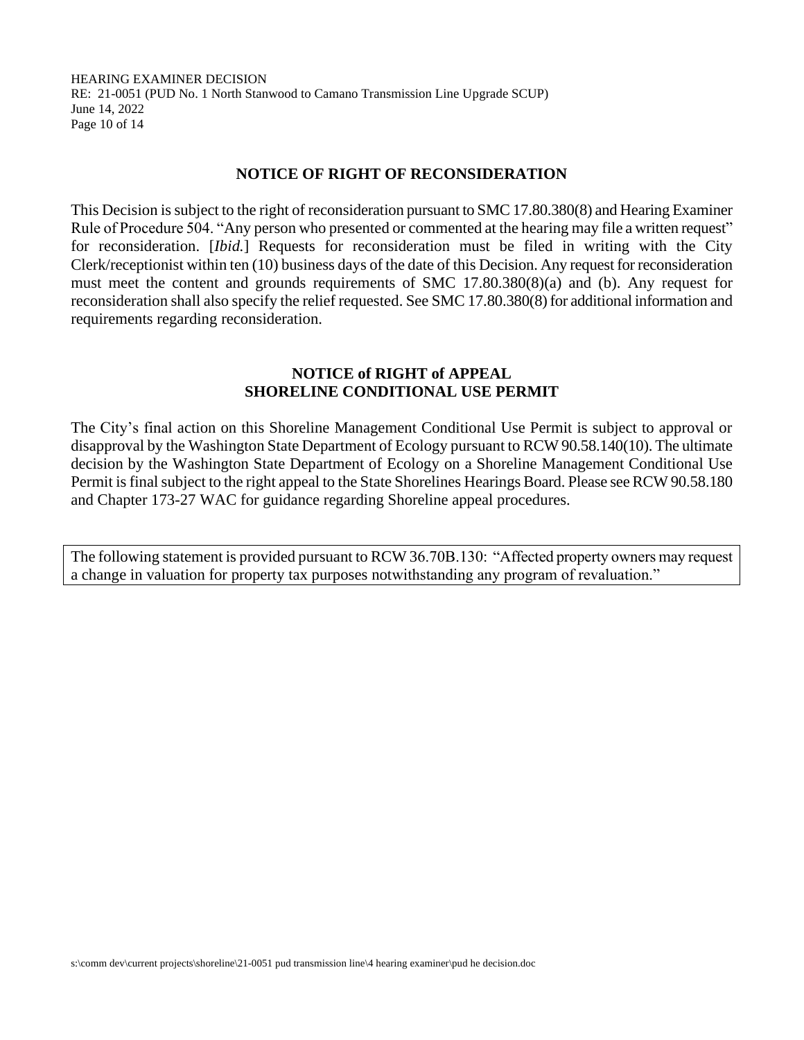## NOTICE OF RIGHT OF RECONSIDERATION

This Decision is subject to the right of reconsideration pursuant to SMC 17.80.380(8) and Hearing Examiner Rule of Procedure 504. "Any person who presented or commented at the hearing may file a written request" for reconsideration. [*Ibid.*] Requests for reconsideration must be filed in writing with the City Clerk/receptionist within ten (10) business days of the date of this Decision. Any request for reconsideration must meet the content and grounds requirements of SMC 17.80.380(8)(a) and (b). Any request for reconsideration shall also specify the relief requested. See SMC 17.80.380(8) for additional information and requirements regarding reconsideration.

## NOTICE of RIGHT of APPEAL
## SHORELINE CONDITIONAL USE PERMIT

The City's final action on this Shoreline Management Conditional Use Permit is subject to approval or disapproval by the Washington State Department of Ecology pursuant to RCW 90.58.140(10). The ultimate decision by the Washington State Department of Ecology on a Shoreline Management Conditional Use Permit is final subject to the right appeal to the State Shorelines Hearings Board. Please see RCW 90.58.180 and Chapter 173-27 WAC for guidance regarding Shoreline appeal procedures.

The following statement is provided pursuant to RCW 36.70B.130: "Affected property owners may request a change in valuation for property tax purposes notwithstanding any program of revaluation."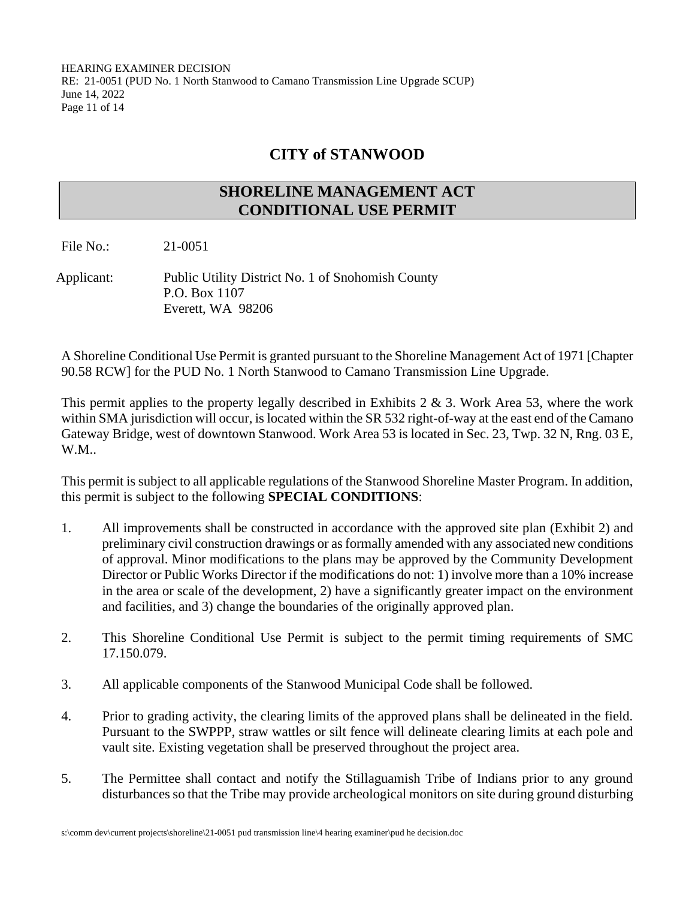# CITY of STANWOOD

## SHORELINE MANAGEMENT ACT CONDITIONAL USE PERMIT

File No.: 21-0051

Applicant: Public Utility District No. 1 of Snohomish County
P.O. Box 1107
Everett, WA 98206

A Shoreline Conditional Use Permit is granted pursuant to the Shoreline Management Act of 1971 [Chapter 90.58 RCW] for the PUD No. 1 North Stanwood to Camano Transmission Line Upgrade.

This permit applies to the property legally described in Exhibits 2 & 3. Work Area 53, where the work within SMA jurisdiction will occur, is located within the SR 532 right-of-way at the east end of the Camano Gateway Bridge, west of downtown Stanwood. Work Area 53 is located in Sec. 23, Twp. 32 N, Rng. 03 E, W.M..

This permit is subject to all applicable regulations of the Stanwood Shoreline Master Program. In addition, this permit is subject to the following **SPECIAL CONDITIONS**:

1. All improvements shall be constructed in accordance with the approved site plan (Exhibit 2) and preliminary civil construction drawings or as formally amended with any associated new conditions of approval. Minor modifications to the plans may be approved by the Community Development Director or Public Works Director if the modifications do not: 1) involve more than a 10% increase in the area or scale of the development, 2) have a significantly greater impact on the environment and facilities, and 3) change the boundaries of the originally approved plan.

2. This Shoreline Conditional Use Permit is subject to the permit timing requirements of SMC 17.150.079.

3. All applicable components of the Stanwood Municipal Code shall be followed.

4. Prior to grading activity, the clearing limits of the approved plans shall be delineated in the field. Pursuant to the SWPPP, straw wattles or silt fence will delineate clearing limits at each pole and vault site. Existing vegetation shall be preserved throughout the project area.

5. The Permittee shall contact and notify the Stillaguamish Tribe of Indians prior to any ground disturbances so that the Tribe may provide archeological monitors on site during ground disturbing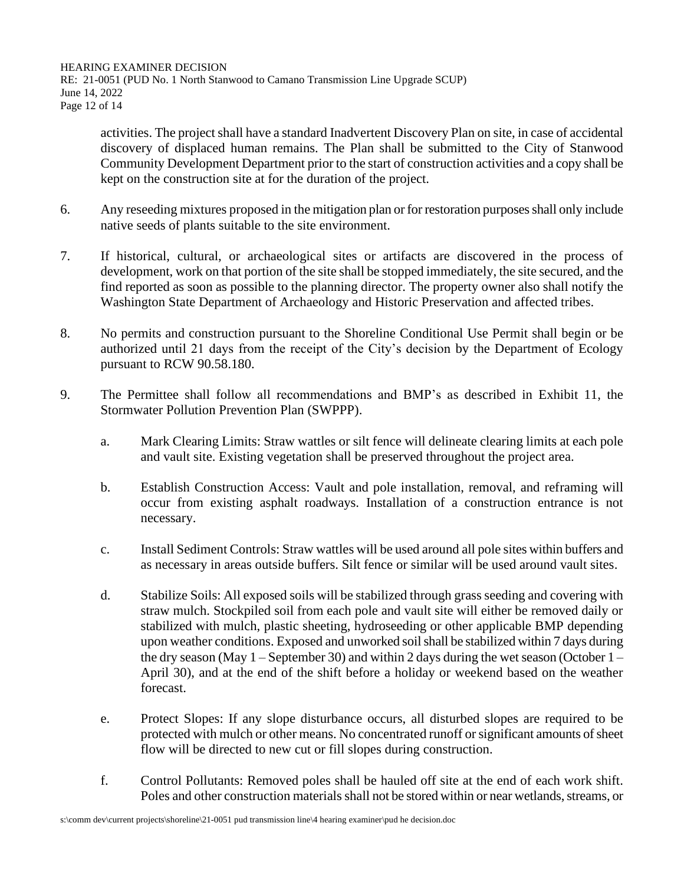activities. The project shall have a standard Inadvertent Discovery Plan on site, in case of accidental discovery of displaced human remains. The Plan shall be submitted to the City of Stanwood Community Development Department prior to the start of construction activities and a copy shall be kept on the construction site at for the duration of the project.

6. Any reseeding mixtures proposed in the mitigation plan or for restoration purposes shall only include native seeds of plants suitable to the site environment.

7. If historical, cultural, or archaeological sites or artifacts are discovered in the process of development, work on that portion of the site shall be stopped immediately, the site secured, and the find reported as soon as possible to the planning director. The property owner also shall notify the Washington State Department of Archaeology and Historic Preservation and affected tribes.

8. No permits and construction pursuant to the Shoreline Conditional Use Permit shall begin or be authorized until 21 days from the receipt of the City's decision by the Department of Ecology pursuant to RCW 90.58.180.

9. The Permittee shall follow all recommendations and BMP's as described in Exhibit 11, the Stormwater Pollution Prevention Plan (SWPPP).

    a. Mark Clearing Limits: Straw wattles or silt fence will delineate clearing limits at each pole and vault site. Existing vegetation shall be preserved throughout the project area.

    b. Establish Construction Access: Vault and pole installation, removal, and reframing will occur from existing asphalt roadways. Installation of a construction entrance is not necessary.

    c. Install Sediment Controls: Straw wattles will be used around all pole sites within buffers and as necessary in areas outside buffers. Silt fence or similar will be used around vault sites.

    d. Stabilize Soils: All exposed soils will be stabilized through grass seeding and covering with straw mulch. Stockpiled soil from each pole and vault site will either be removed daily or stabilized with mulch, plastic sheeting, hydroseeding or other applicable BMP depending upon weather conditions. Exposed and unworked soil shall be stabilized within 7 days during the dry season (May 1 – September 30) and within 2 days during the wet season (October 1 – April 30), and at the end of the shift before a holiday or weekend based on the weather forecast.

    e. Protect Slopes: If any slope disturbance occurs, all disturbed slopes are required to be protected with mulch or other means. No concentrated runoff or significant amounts of sheet flow will be directed to new cut or fill slopes during construction.

    f. Control Pollutants: Removed poles shall be hauled off site at the end of each work shift. Poles and other construction materials shall not be stored within or near wetlands, streams, or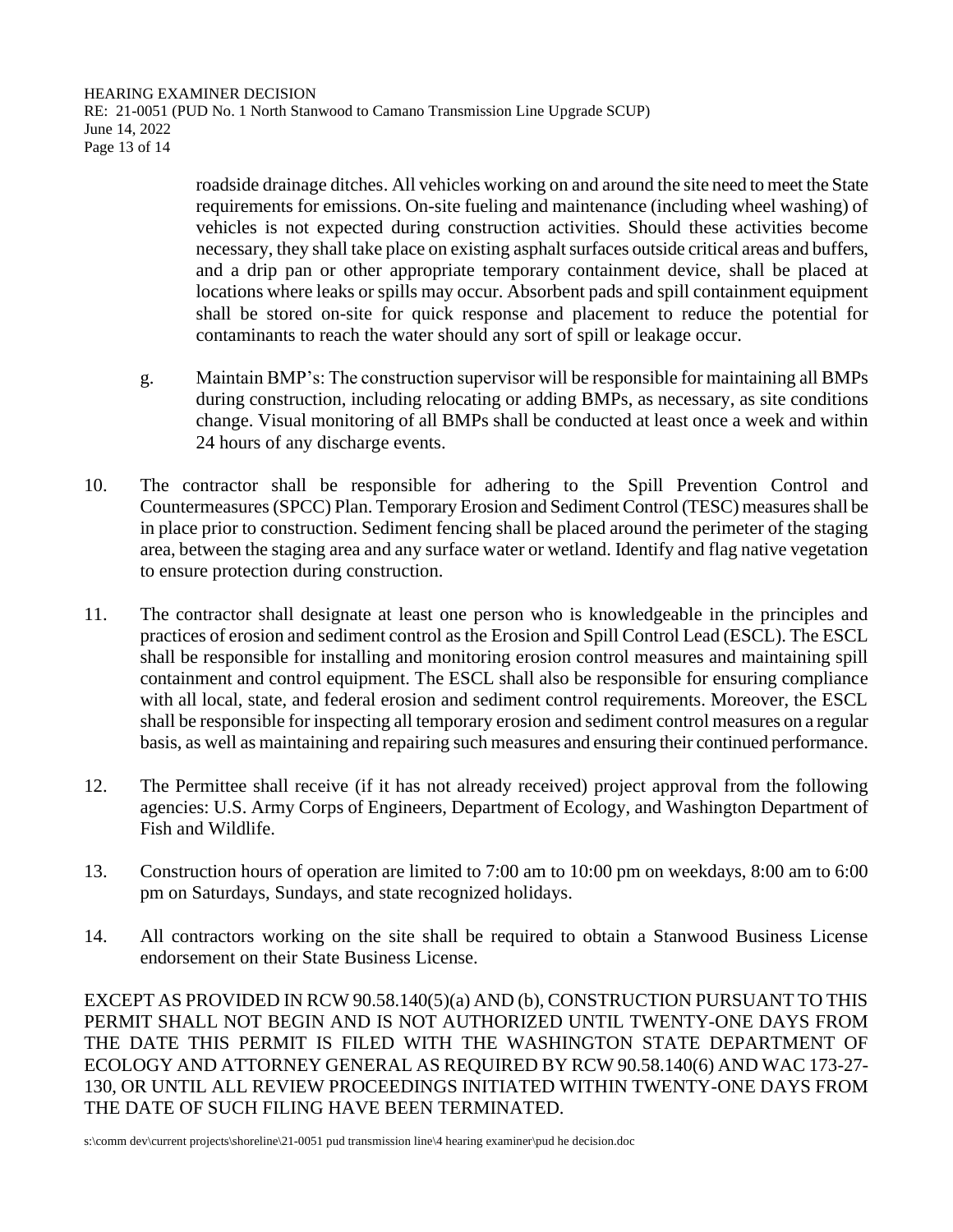roadside drainage ditches. All vehicles working on and around the site need to meet the State requirements for emissions. On-site fueling and maintenance (including wheel washing) of vehicles is not expected during construction activities. Should these activities become necessary, they shall take place on existing asphalt surfaces outside critical areas and buffers, and a drip pan or other appropriate temporary containment device, shall be placed at locations where leaks or spills may occur. Absorbent pads and spill containment equipment shall be stored on-site for quick response and placement to reduce the potential for contaminants to reach the water should any sort of spill or leakage occur.

g. Maintain BMP's: The construction supervisor will be responsible for maintaining all BMPs during construction, including relocating or adding BMPs, as necessary, as site conditions change. Visual monitoring of all BMPs shall be conducted at least once a week and within 24 hours of any discharge events.

10. The contractor shall be responsible for adhering to the Spill Prevention Control and Countermeasures (SPCC) Plan. Temporary Erosion and Sediment Control (TESC) measures shall be in place prior to construction. Sediment fencing shall be placed around the perimeter of the staging area, between the staging area and any surface water or wetland. Identify and flag native vegetation to ensure protection during construction.

11. The contractor shall designate at least one person who is knowledgeable in the principles and practices of erosion and sediment control as the Erosion and Spill Control Lead (ESCL). The ESCL shall be responsible for installing and monitoring erosion control measures and maintaining spill containment and control equipment. The ESCL shall also be responsible for ensuring compliance with all local, state, and federal erosion and sediment control requirements. Moreover, the ESCL shall be responsible for inspecting all temporary erosion and sediment control measures on a regular basis, as well as maintaining and repairing such measures and ensuring their continued performance.

12. The Permittee shall receive (if it has not already received) project approval from the following agencies: U.S. Army Corps of Engineers, Department of Ecology, and Washington Department of Fish and Wildlife.

13. Construction hours of operation are limited to 7:00 am to 10:00 pm on weekdays, 8:00 am to 6:00 pm on Saturdays, Sundays, and state recognized holidays.

14. All contractors working on the site shall be required to obtain a Stanwood Business License endorsement on their State Business License.

EXCEPT AS PROVIDED IN RCW 90.58.140(5)(a) AND (b), CONSTRUCTION PURSUANT TO THIS PERMIT SHALL NOT BEGIN AND IS NOT AUTHORIZED UNTIL TWENTY-ONE DAYS FROM THE DATE THIS PERMIT IS FILED WITH THE WASHINGTON STATE DEPARTMENT OF ECOLOGY AND ATTORNEY GENERAL AS REQUIRED BY RCW 90.58.140(6) AND WAC 173-27-130, OR UNTIL ALL REVIEW PROCEEDINGS INITIATED WITHIN TWENTY-ONE DAYS FROM THE DATE OF SUCH FILING HAVE BEEN TERMINATED.

s:\comm dev\current projects\shoreline\21-0051 pud transmission line\4 hearing examiner\pud he decision.doc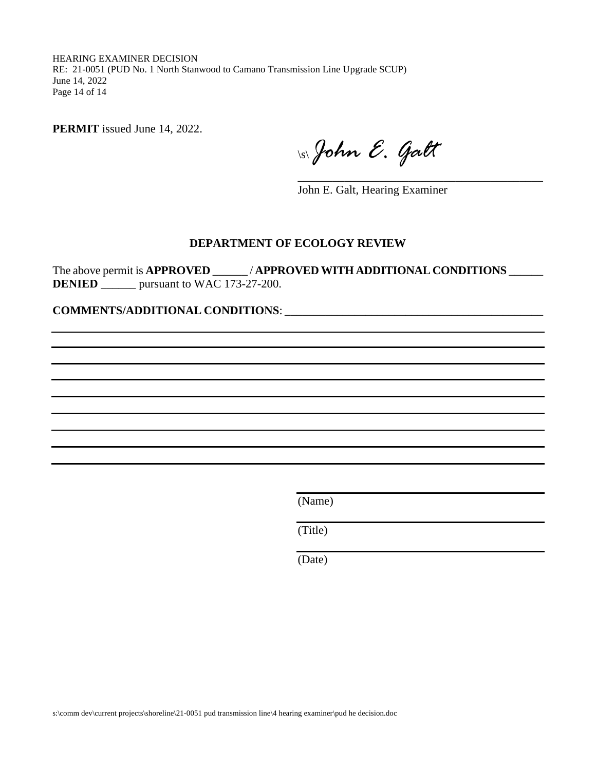**PERMIT** issued June 14, 2022.

\s\ John E. Galt

\_\_\_\_\_\_\_\_\_\_\_\_\_\_\_\_\_\_\_\_\_\_\_\_\_\_\_\_\_\_\_\_\_\_\_\_\_\_\_\_\_\_

John E. Galt, Hearing Examiner

**DEPARTMENT OF ECOLOGY REVIEW**

The above permit is **APPROVED** ______ / **APPROVED WITH ADDITIONAL CONDITIONS** ______ **DENIED** ______ pursuant to WAC 173-27-200.

**COMMENTS/ADDITIONAL CONDITIONS**: \_\_\_\_\_\_\_\_\_\_\_\_\_\_\_\_\_\_\_\_\_\_\_\_\_\_\_\_\_\_\_\_\_\_\_\_\_\_\_\_\_\_\_\_\_\_\_\_

\_\_\_\_\_\_\_\_\_\_\_\_\_\_\_\_\_\_\_\_\_\_\_\_\_\_\_\_\_\_\_\_\_\_\_\_\_\_\_\_

(Name)

\_\_\_\_\_\_\_\_\_\_\_\_\_\_\_\_\_\_\_\_\_\_\_\_\_\_\_\_\_\_\_\_\_\_\_\_\_\_\_\_

(Title)

\_\_\_\_\_\_\_\_\_\_\_\_\_\_\_\_\_\_\_\_\_\_\_\_\_\_\_\_\_\_\_\_\_\_\_\_\_\_\_\_

(Date)

s:\comm dev\current projects\shoreline\21-0051 pud transmission line\4 hearing examiner\pud he decision.doc